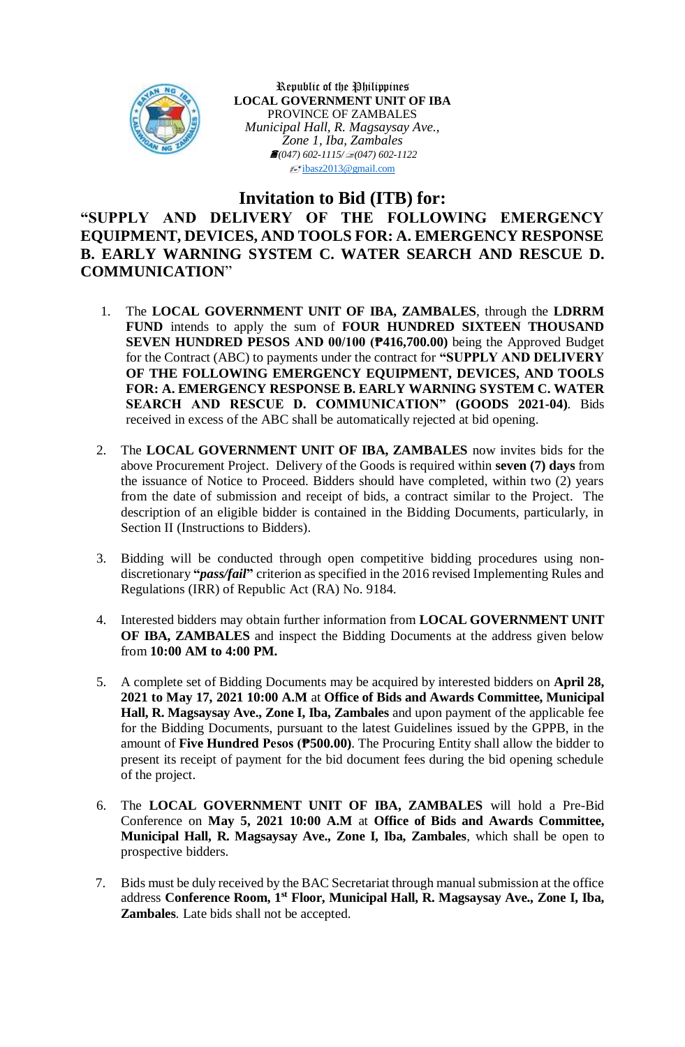Republic of the Philippines
**LOCAL GOVERNMENT UNIT OF IBA**
PROVINCE OF ZAMBALES
*Municipal Hall, R. Magsaysay Ave., Zone 1, Iba, Zambales*
*(047) 602-1115/ (047) 602-1122*
ibasz2013@gmail.com

# Invitation to Bid (ITB) for:

## "SUPPLY AND DELIVERY OF THE FOLLOWING EMERGENCY EQUIPMENT, DEVICES, AND TOOLS FOR: A. EMERGENCY RESPONSE B. EARLY WARNING SYSTEM C. WATER SEARCH AND RESCUE D. COMMUNICATION"

1. The **LOCAL GOVERNMENT UNIT OF IBA, ZAMBALES**, through the **LDRRM FUND** intends to apply the sum of **FOUR HUNDRED SIXTEEN THOUSAND SEVEN HUNDRED PESOS AND 00/100 (₱416,700.00)** being the Approved Budget for the Contract (ABC) to payments under the contract for **"SUPPLY AND DELIVERY OF THE FOLLOWING EMERGENCY EQUIPMENT, DEVICES, AND TOOLS FOR: A. EMERGENCY RESPONSE B. EARLY WARNING SYSTEM C. WATER SEARCH AND RESCUE D. COMMUNICATION" (GOODS 2021-04)**. Bids received in excess of the ABC shall be automatically rejected at bid opening.

2. The **LOCAL GOVERNMENT UNIT OF IBA, ZAMBALES** now invites bids for the above Procurement Project. Delivery of the Goods is required within **seven (7) days** from the issuance of Notice to Proceed. Bidders should have completed, within two (2) years from the date of submission and receipt of bids, a contract similar to the Project. The description of an eligible bidder is contained in the Bidding Documents, particularly, in Section II (Instructions to Bidders).

3. Bidding will be conducted through open competitive bidding procedures using non-discretionary **"*pass/fail*"** criterion as specified in the 2016 revised Implementing Rules and Regulations (IRR) of Republic Act (RA) No. 9184.

4. Interested bidders may obtain further information from **LOCAL GOVERNMENT UNIT OF IBA, ZAMBALES** and inspect the Bidding Documents at the address given below from **10:00 AM to 4:00 PM.**

5. A complete set of Bidding Documents may be acquired by interested bidders on **April 28, 2021 to May 17, 2021 10:00 A.M** at **Office of Bids and Awards Committee, Municipal Hall, R. Magsaysay Ave., Zone I, Iba, Zambales** and upon payment of the applicable fee for the Bidding Documents, pursuant to the latest Guidelines issued by the GPPB, in the amount of **Five Hundred Pesos (₱500.00)**. The Procuring Entity shall allow the bidder to present its receipt of payment for the bid document fees during the bid opening schedule of the project.

6. The **LOCAL GOVERNMENT UNIT OF IBA, ZAMBALES** will hold a Pre-Bid Conference on **May 5, 2021 10:00 A.M** at **Office of Bids and Awards Committee, Municipal Hall, R. Magsaysay Ave., Zone I, Iba, Zambales**, which shall be open to prospective bidders.

7. Bids must be duly received by the BAC Secretariat through manual submission at the office address **Conference Room, 1st Floor, Municipal Hall, R. Magsaysay Ave., Zone I, Iba, Zambales**. Late bids shall not be accepted.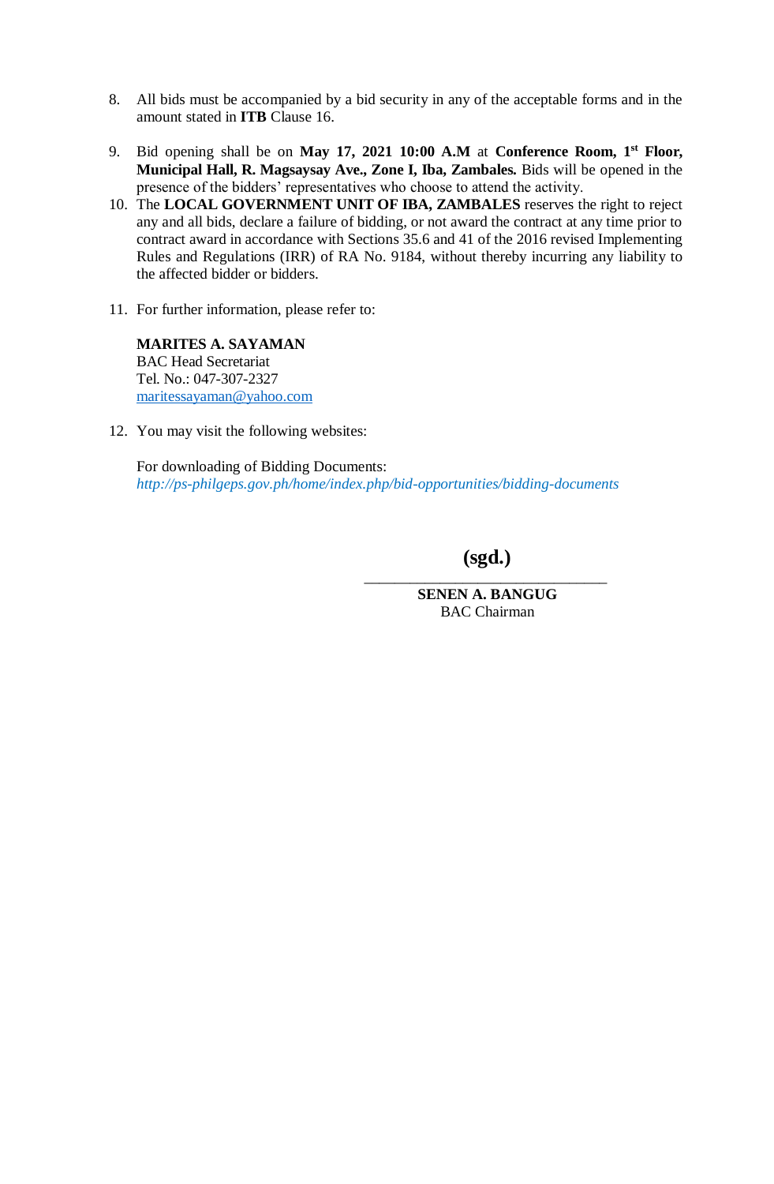8. All bids must be accompanied by a bid security in any of the acceptable forms and in the amount stated in **ITB** Clause 16.

9. Bid opening shall be on **May 17, 2021 10:00 A.M** at **Conference Room, 1st Floor, Municipal Hall, R. Magsaysay Ave., Zone I, Iba, Zambales.** Bids will be opened in the presence of the bidders' representatives who choose to attend the activity.

10. The **LOCAL GOVERNMENT UNIT OF IBA, ZAMBALES** reserves the right to reject any and all bids, declare a failure of bidding, or not award the contract at any time prior to contract award in accordance with Sections 35.6 and 41 of the 2016 revised Implementing Rules and Regulations (IRR) of RA No. 9184, without thereby incurring any liability to the affected bidder or bidders.

11. For further information, please refer to:

    **MARITES A. SAYAMAN**
    BAC Head Secretariat
    Tel. No.: 047-307-2327
    maritessayaman@yahoo.com

12. You may visit the following websites:

    For downloading of Bidding Documents:
    *http://ps-philgeps.gov.ph/home/index.php/bid-opportunities/bidding-documents*

**(sgd.)**

\_\_\_\_\_\_\_\_\_\_\_\_\_\_\_\_\_\_\_\_\_\_\_\_\_\_\_\_\_\_\_\_

**SENEN A. BANGUG**
BAC Chairman